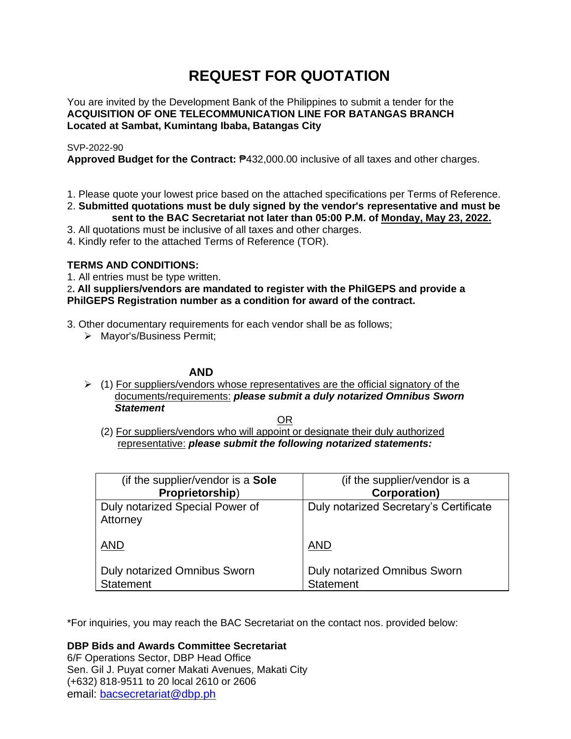# REQUEST FOR QUOTATION

You are invited by the Development Bank of the Philippines to submit a tender for the **ACQUISITION OF ONE TELECOMMUNICATION LINE FOR BATANGAS BRANCH Located at Sambat, Kumintang Ibaba, Batangas City**

SVP-2022-90

**Approved Budget for the Contract:** ₱432,000.00 inclusive of all taxes and other charges.

1. Please quote your lowest price based on the attached specifications per Terms of Reference.
2. **Submitted quotations must be duly signed by the vendor's representative and must be sent to the BAC Secretariat not later than 05:00 P.M. of Monday, May 23, 2022.**
3. All quotations must be inclusive of all taxes and other charges.
4. Kindly refer to the attached Terms of Reference (TOR).

**TERMS AND CONDITIONS:**

1. All entries must be type written.
2. **All suppliers/vendors are mandated to register with the PhilGEPS and provide a PhilGEPS Registration number as a condition for award of the contract.**
3. Other documentary requirements for each vendor shall be as follows;
   - Mayor's/Business Permit;

**AND**

- (1) For suppliers/vendors whose representatives are the official signatory of the documents/requirements: ***please submit a duly notarized Omnibus Sworn Statement***

OR

(2) For suppliers/vendors who will appoint or designate their duly authorized representative: ***please submit the following notarized statements:***

| (if the supplier/vendor is a **Sole Proprietorship**) | (if the supplier/vendor is a **Corporation)** |
|---|---|
| Duly notarized Special Power of Attorney<br><br>AND<br><br>Duly notarized Omnibus Sworn Statement | Duly notarized Secretary's Certificate<br><br>AND<br><br>Duly notarized Omnibus Sworn Statement |

*For inquiries, you may reach the BAC Secretariat on the contact nos. provided below:

**DBP Bids and Awards Committee Secretariat**
6/F Operations Sector, DBP Head Office
Sen. Gil J. Puyat corner Makati Avenues, Makati City
(+632) 818-9511 to 20 local 2610 or 2606
email: bacsecretariat@dbp.ph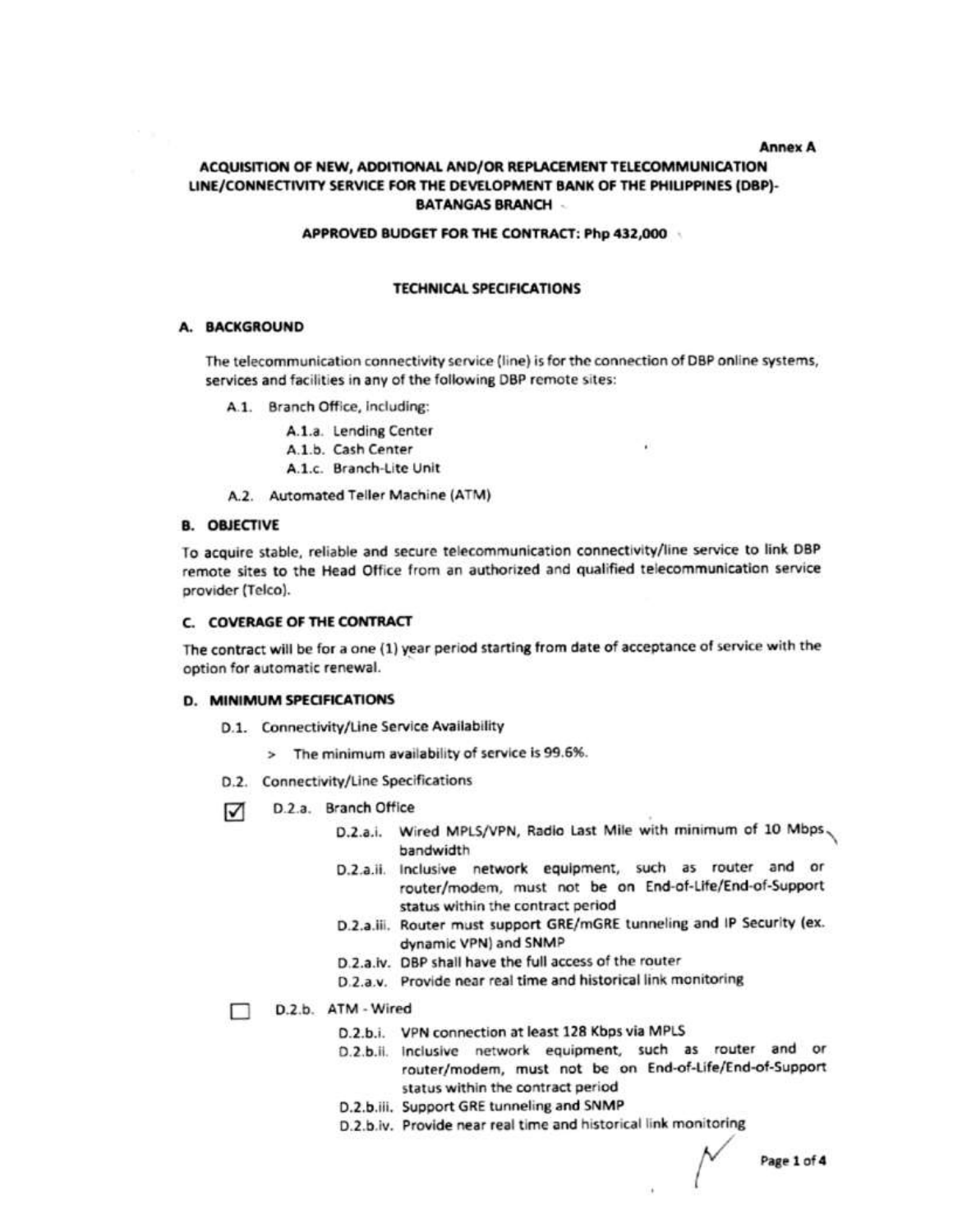Annex A

# ACQUISITION OF NEW, ADDITIONAL AND/OR REPLACEMENT TELECOMMUNICATION LINE/CONNECTIVITY SERVICE FOR THE DEVELOPMENT BANK OF THE PHILIPPINES (DBP)-BATANGAS BRANCH

**APPROVED BUDGET FOR THE CONTRACT: Php 432,000**

## TECHNICAL SPECIFICATIONS

### A. BACKGROUND

The telecommunication connectivity service (line) is for the connection of DBP online systems, services and facilities in any of the following DBP remote sites:

- A.1. Branch Office, including:
  - A.1.a. Lending Center
  - A.1.b. Cash Center
  - A.1.c. Branch-Lite Unit
- A.2. Automated Teller Machine (ATM)

### B. OBJECTIVE

To acquire stable, reliable and secure telecommunication connectivity/line service to link DBP remote sites to the Head Office from an authorized and qualified telecommunication service provider (Telco).

### C. COVERAGE OF THE CONTRACT

The contract will be for a one (1) year period starting from date of acceptance of service with the option for automatic renewal.

### D. MINIMUM SPECIFICATIONS

- D.1. Connectivity/Line Service Availability
  - > The minimum availability of service is 99.6%.
- D.2. Connectivity/Line Specifications

☑ D.2.a. Branch Office

- D.2.a.i. Wired MPLS/VPN, Radio Last Mile with minimum of 10 Mbps bandwidth
- D.2.a.ii. Inclusive network equipment, such as router and or router/modem, must not be on End-of-Life/End-of-Support status within the contract period
- D.2.a.iii. Router must support GRE/mGRE tunneling and IP Security (ex. dynamic VPN) and SNMP
- D.2.a.iv. DBP shall have the full access of the router
- D.2.a.v. Provide near real time and historical link monitoring

☐ D.2.b. ATM - Wired

- D.2.b.i. VPN connection at least 128 Kbps via MPLS
- D.2.b.ii. Inclusive network equipment, such as router and or router/modem, must not be on End-of-Life/End-of-Support status within the contract period
- D.2.b.iii. Support GRE tunneling and SNMP
- D.2.b.iv. Provide near real time and historical link monitoring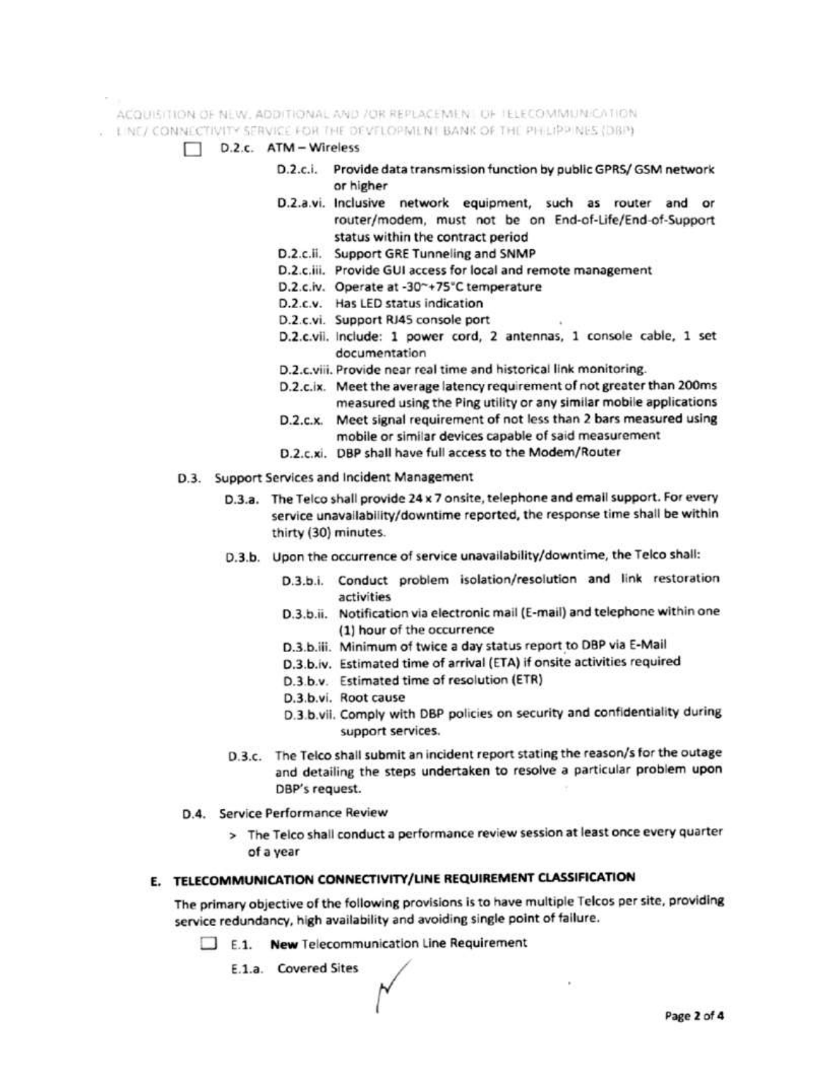☐ D.2.c. ATM – Wireless

- D.2.c.i. Provide data transmission function by public GPRS/ GSM network or higher
- D.2.a.vi. Inclusive network equipment, such as router and or router/modem, must not be on End-of-Life/End-of-Support status within the contract period
- D.2.c.ii. Support GRE Tunneling and SNMP
- D.2.c.iii. Provide GUI access for local and remote management
- D.2.c.iv. Operate at -30~+75°C temperature
- D.2.c.v. Has LED status indication
- D.2.c.vi. Support RJ45 console port
- D.2.c.vii. Include: 1 power cord, 2 antennas, 1 console cable, 1 set documentation
- D.2.c.viii. Provide near real time and historical link monitoring.
- D.2.c.ix. Meet the average latency requirement of not greater than 200ms measured using the Ping utility or any similar mobile applications
- D.2.c.x. Meet signal requirement of not less than 2 bars measured using mobile or similar devices capable of said measurement
- D.2.c.xi. DBP shall have full access to the Modem/Router

D.3. Support Services and Incident Management

- D.3.a. The Telco shall provide 24 x 7 onsite, telephone and email support. For every service unavailability/downtime reported, the response time shall be within thirty (30) minutes.
- D.3.b. Upon the occurrence of service unavailability/downtime, the Telco shall:
  - D.3.b.i. Conduct problem isolation/resolution and link restoration activities
  - D.3.b.ii. Notification via electronic mail (E-mail) and telephone within one (1) hour of the occurrence
  - D.3.b.iii. Minimum of twice a day status report to DBP via E-Mail
  - D.3.b.iv. Estimated time of arrival (ETA) if onsite activities required
  - D.3.b.v. Estimated time of resolution (ETR)
  - D.3.b.vi. Root cause
  - D.3.b.vii. Comply with DBP policies on security and confidentiality during support services.
- D.3.c. The Telco shall submit an incident report stating the reason/s for the outage and detailing the steps undertaken to resolve a particular problem upon DBP's request.

D.4. Service Performance Review

> The Telco shall conduct a performance review session at least once every quarter of a year

## E. TELECOMMUNICATION CONNECTIVITY/LINE REQUIREMENT CLASSIFICATION

The primary objective of the following provisions is to have multiple Telcos per site, providing service redundancy, high availability and avoiding single point of failure.

☐ E.1. **New** Telecommunication Line Requirement

E.1.a. Covered Sites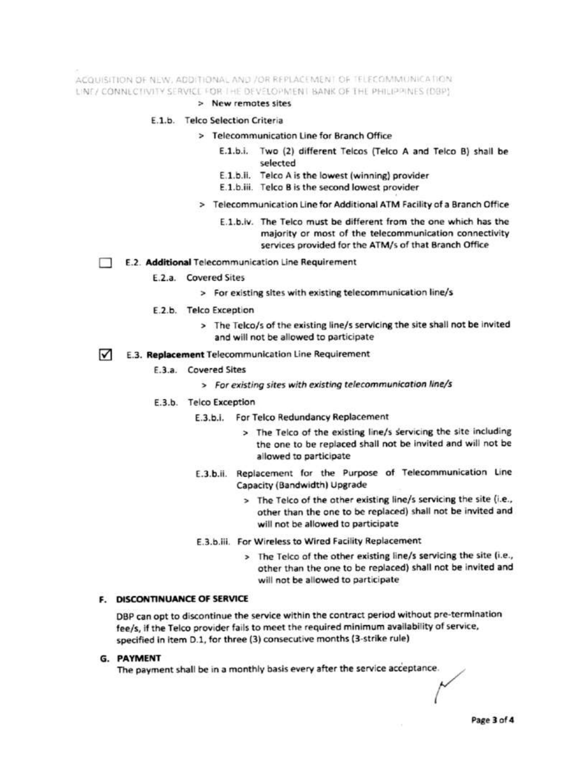> New remotes sites

E.1.b. Telco Selection Criteria

> Telecommunication Line for Branch Office

E.1.b.i. Two (2) different Telcos (Telco A and Telco B) shall be selected

E.1.b.ii. Telco A is the lowest (winning) provider

E.1.b.iii. Telco B is the second lowest provider

> Telecommunication Line for Additional ATM Facility of a Branch Office

E.1.b.iv. The Telco must be different from the one which has the majority or most of the telecommunication connectivity services provided for the ATM/s of that Branch Office

☐ E.2. **Additional** Telecommunication Line Requirement

E.2.a. Covered Sites

> For existing sites with existing telecommunication line/s

E.2.b. Telco Exception

> The Telco/s of the existing line/s servicing the site shall not be invited and will not be allowed to participate

☑ E.3. **Replacement** Telecommunication Line Requirement

E.3.a. Covered Sites

> *For existing sites with existing telecommunication line/s*

E.3.b. Telco Exception

E.3.b.i. For Telco Redundancy Replacement

> The Telco of the existing line/s servicing the site including the one to be replaced shall not be invited and will not be allowed to participate

E.3.b.ii. Replacement for the Purpose of Telecommunication Line Capacity (Bandwidth) Upgrade

> The Telco of the other existing line/s servicing the site (i.e., other than the one to be replaced) shall not be invited and will not be allowed to participate

E.3.b.iii. For Wireless to Wired Facility Replacement

> The Telco of the other existing line/s servicing the site (i.e., other than the one to be replaced) shall not be invited and will not be allowed to participate

## F. DISCONTINUANCE OF SERVICE

DBP can opt to discontinue the service within the contract period without pre-termination fee/s, if the Telco provider fails to meet the required minimum availability of service, specified in item D.1, for three (3) consecutive months (3-strike rule)

## G. PAYMENT

The payment shall be in a monthly basis every after the service acceptance.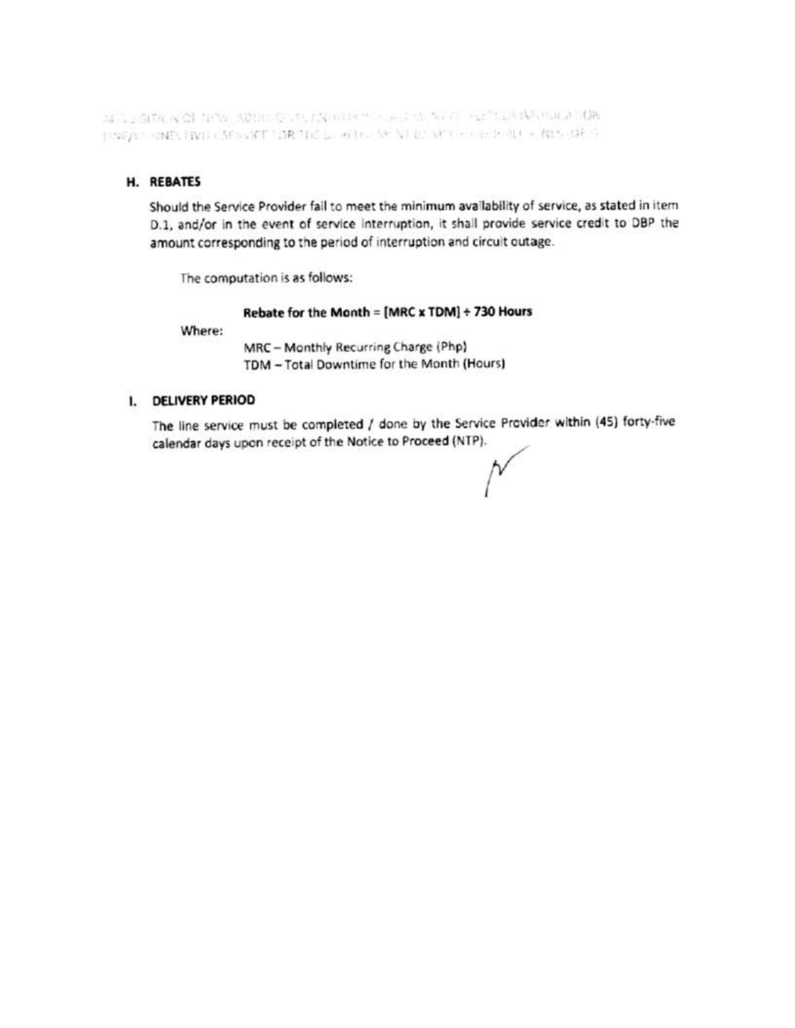## H. REBATES

Should the Service Provider fail to meet the minimum availability of service, as stated in item D.1, and/or in the event of service interruption, it shall provide service credit to DBP the amount corresponding to the period of interruption and circuit outage.

The computation is as follows:

**Rebate for the Month = [MRC x TDM] ÷ 730 Hours**

Where:

MRC – Monthly Recurring Charge (Php)
TDM – Total Downtime for the Month (Hours)

## I. DELIVERY PERIOD

The line service must be completed / done by the Service Provider within (45) forty-five calendar days upon receipt of the Notice to Proceed (NTP).